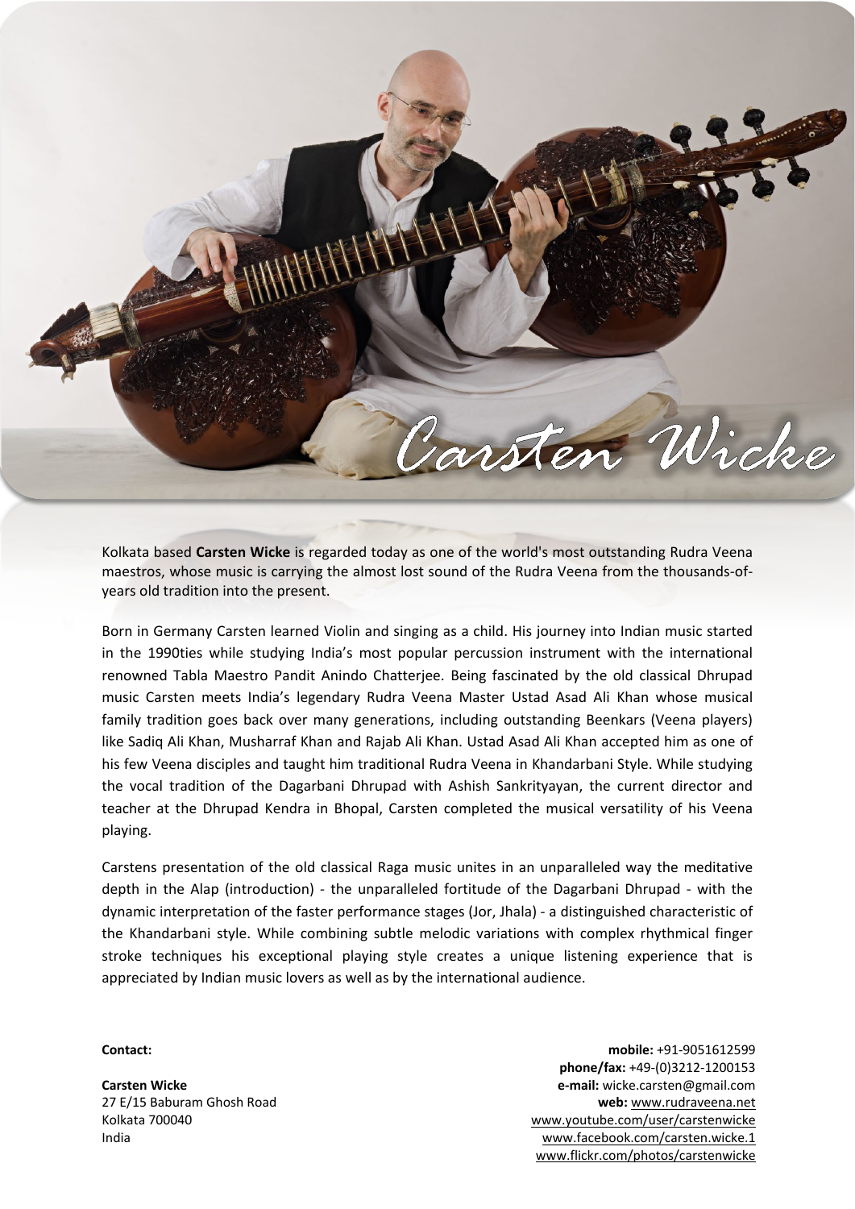# Carsten Wicke

Kolkata based **Carsten Wicke** is regarded today as one of the world's most outstanding Rudra Veena maestros, whose music is carrying the almost lost sound of the Rudra Veena from the thousands-of-years old tradition into the present.

Born in Germany Carsten learned Violin and singing as a child. His journey into Indian music started in the 1990ties while studying India's most popular percussion instrument with the international renowned Tabla Maestro Pandit Anindo Chatterjee. Being fascinated by the old classical Dhrupad music Carsten meets India's legendary Rudra Veena Master Ustad Asad Ali Khan whose musical family tradition goes back over many generations, including outstanding Beenkars (Veena players) like Sadiq Ali Khan, Musharraf Khan and Rajab Ali Khan. Ustad Asad Ali Khan accepted him as one of his few Veena disciples and taught him traditional Rudra Veena in Khandarbani Style. While studying the vocal tradition of the Dagarbani Dhrupad with Ashish Sankrityayan, the current director and teacher at the Dhrupad Kendra in Bhopal, Carsten completed the musical versatility of his Veena playing.

Carstens presentation of the old classical Raga music unites in an unparalleled way the meditative depth in the Alap (introduction) - the unparalleled fortitude of the Dagarbani Dhrupad - with the dynamic interpretation of the faster performance stages (Jor, Jhala) - a distinguished characteristic of the Khandarbani style. While combining subtle melodic variations with complex rhythmical finger stroke techniques his exceptional playing style creates a unique listening experience that is appreciated by Indian music lovers as well as by the international audience.

**Contact:**

**Carsten Wicke**
27 E/15 Baburam Ghosh Road
Kolkata 700040
India

**mobile:** +91-9051612599
**phone/fax:** +49-(0)3212-1200153
**e-mail:** wicke.carsten@gmail.com
**web:** www.rudraveena.net
www.youtube.com/user/carstenwicke
www.facebook.com/carsten.wicke.1
www.flickr.com/photos/carstenwicke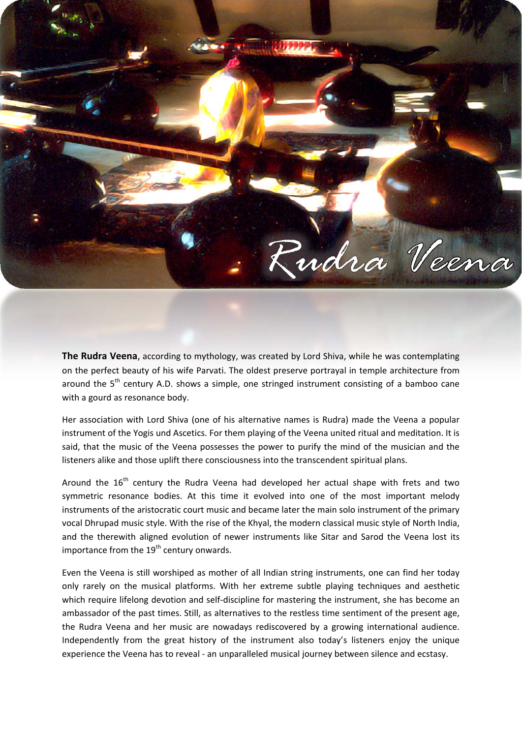# Rudra Veena

**The Rudra Veena**, according to mythology, was created by Lord Shiva, while he was contemplating on the perfect beauty of his wife Parvati. The oldest preserve portrayal in temple architecture from around the 5th century A.D. shows a simple, one stringed instrument consisting of a bamboo cane with a gourd as resonance body.

Her association with Lord Shiva (one of his alternative names is Rudra) made the Veena a popular instrument of the Yogis und Ascetics. For them playing of the Veena united ritual and meditation. It is said, that the music of the Veena possesses the power to purify the mind of the musician and the listeners alike and those uplift there consciousness into the transcendent spiritual plans.

Around the 16th century the Rudra Veena had developed her actual shape with frets and two symmetric resonance bodies. At this time it evolved into one of the most important melody instruments of the aristocratic court music and became later the main solo instrument of the primary vocal Dhrupad music style. With the rise of the Khyal, the modern classical music style of North India, and the therewith aligned evolution of newer instruments like Sitar and Sarod the Veena lost its importance from the 19th century onwards.

Even the Veena is still worshiped as mother of all Indian string instruments, one can find her today only rarely on the musical platforms. With her extreme subtle playing techniques and aesthetic which require lifelong devotion and self-discipline for mastering the instrument, she has become an ambassador of the past times. Still, as alternatives to the restless time sentiment of the present age, the Rudra Veena and her music are nowadays rediscovered by a growing international audience. Independently from the great history of the instrument also today's listeners enjoy the unique experience the Veena has to reveal - an unparalleled musical journey between silence and ecstasy.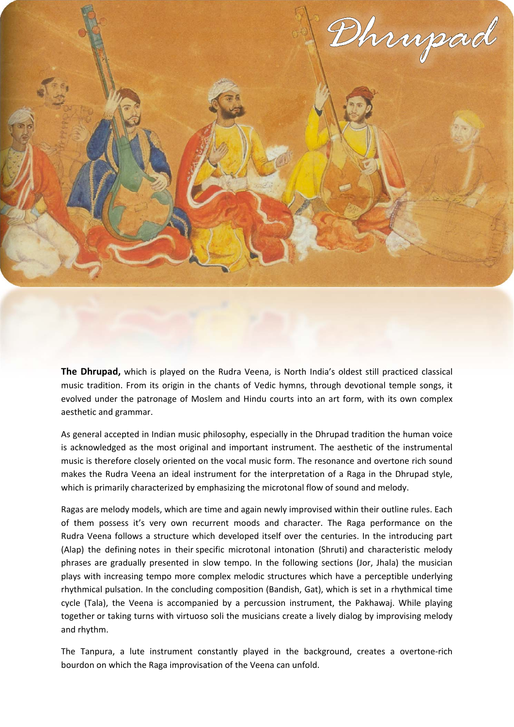# Dhrupad

**The Dhrupad,** which is played on the Rudra Veena, is North India's oldest still practiced classical music tradition. From its origin in the chants of Vedic hymns, through devotional temple songs, it evolved under the patronage of Moslem and Hindu courts into an art form, with its own complex aesthetic and grammar.

As general accepted in Indian music philosophy, especially in the Dhrupad tradition the human voice is acknowledged as the most original and important instrument. The aesthetic of the instrumental music is therefore closely oriented on the vocal music form. The resonance and overtone rich sound makes the Rudra Veena an ideal instrument for the interpretation of a Raga in the Dhrupad style, which is primarily characterized by emphasizing the microtonal flow of sound and melody.

Ragas are melody models, which are time and again newly improvised within their outline rules. Each of them possess it's very own recurrent moods and character. The Raga performance on the Rudra Veena follows a structure which developed itself over the centuries. In the introducing part (Alap) the defining notes in their specific microtonal intonation (Shruti) and characteristic melody phrases are gradually presented in slow tempo. In the following sections (Jor, Jhala) the musician plays with increasing tempo more complex melodic structures which have a perceptible underlying rhythmical pulsation. In the concluding composition (Bandish, Gat), which is set in a rhythmical time cycle (Tala), the Veena is accompanied by a percussion instrument, the Pakhawaj. While playing together or taking turns with virtuoso soli the musicians create a lively dialog by improvising melody and rhythm.

The Tanpura, a lute instrument constantly played in the background, creates a overtone-rich bourdon on which the Raga improvisation of the Veena can unfold.